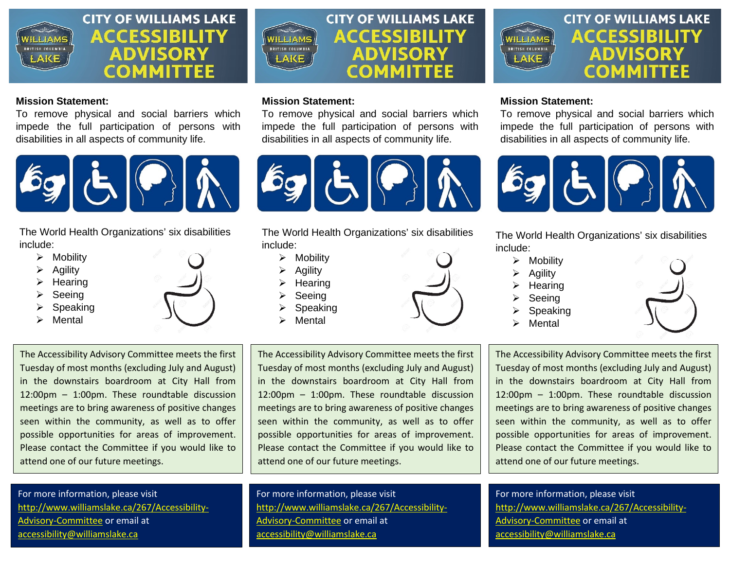# CITY OF WILLIAMS LAKE ACCESSIBILITY ADVISORY COMMITTEE

**Mission Statement:**
To remove physical and social barriers which impede the full participation of persons with disabilities in all aspects of community life.

The World Health Organizations' six disabilities include:

- Mobility
- Agility
- Hearing
- Seeing
- Speaking
- Mental

The Accessibility Advisory Committee meets the first Tuesday of most months (excluding July and August) in the downstairs boardroom at City Hall from 12:00pm – 1:00pm. These roundtable discussion meetings are to bring awareness of positive changes seen within the community, as well as to offer possible opportunities for areas of improvement. Please contact the Committee if you would like to attend one of our future meetings.

For more information, please visit http://www.williamslake.ca/267/Accessibility-Advisory-Committee or email at accessibility@williamslake.ca

# CITY OF WILLIAMS LAKE ACCESSIBILITY ADVISORY COMMITTEE

**Mission Statement:**
To remove physical and social barriers which impede the full participation of persons with disabilities in all aspects of community life.

The World Health Organizations' six disabilities include:

- Mobility
- Agility
- Hearing
- Seeing
- Speaking
- Mental

The Accessibility Advisory Committee meets the first Tuesday of most months (excluding July and August) in the downstairs boardroom at City Hall from 12:00pm – 1:00pm. These roundtable discussion meetings are to bring awareness of positive changes seen within the community, as well as to offer possible opportunities for areas of improvement. Please contact the Committee if you would like to attend one of our future meetings.

For more information, please visit http://www.williamslake.ca/267/Accessibility-Advisory-Committee or email at accessibility@williamslake.ca

# CITY OF WILLIAMS LAKE ACCESSIBILITY ADVISORY COMMITTEE

**Mission Statement:**
To remove physical and social barriers which impede the full participation of persons with disabilities in all aspects of community life.

The World Health Organizations' six disabilities include:

- Mobility
- Agility
- Hearing
- Seeing
- Speaking
- Mental

The Accessibility Advisory Committee meets the first Tuesday of most months (excluding July and August) in the downstairs boardroom at City Hall from 12:00pm – 1:00pm. These roundtable discussion meetings are to bring awareness of positive changes seen within the community, as well as to offer possible opportunities for areas of improvement. Please contact the Committee if you would like to attend one of our future meetings.

For more information, please visit http://www.williamslake.ca/267/Accessibility-Advisory-Committee or email at accessibility@williamslake.ca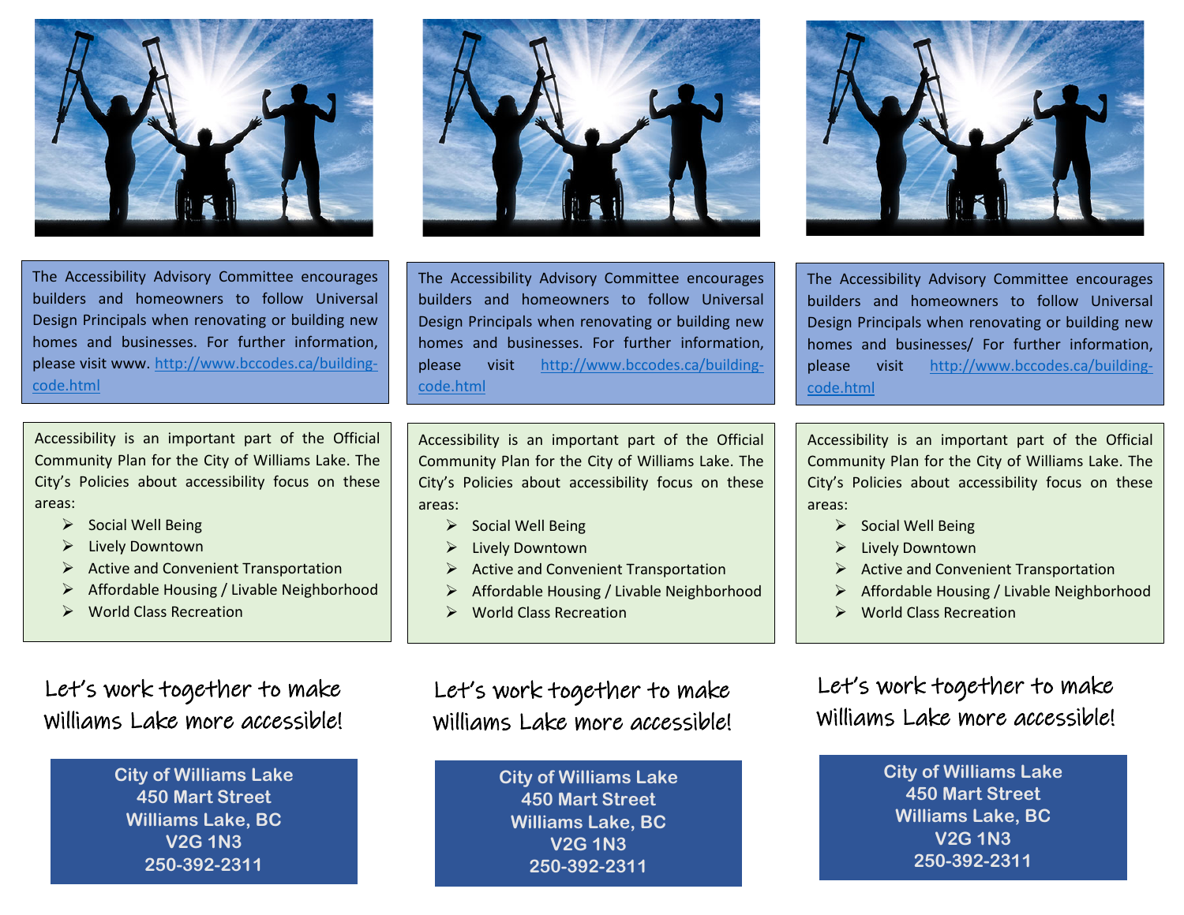The Accessibility Advisory Committee encourages builders and homeowners to follow Universal Design Principals when renovating or building new homes and businesses. For further information, please visit www. http://www.bccodes.ca/building-code.html

Accessibility is an important part of the Official Community Plan for the City of Williams Lake. The City's Policies about accessibility focus on these areas:

- Social Well Being
- Lively Downtown
- Active and Convenient Transportation
- Affordable Housing / Livable Neighborhood
- World Class Recreation

Let's work together to make Williams Lake more accessible!

**City of Williams Lake**
**450 Mart Street**
**Williams Lake, BC**
**V2G 1N3**
**250-392-2311**

The Accessibility Advisory Committee encourages builders and homeowners to follow Universal Design Principals when renovating or building new homes and businesses. For further information, please visit http://www.bccodes.ca/building-code.html

Accessibility is an important part of the Official Community Plan for the City of Williams Lake. The City's Policies about accessibility focus on these areas:

- Social Well Being
- Lively Downtown
- Active and Convenient Transportation
- Affordable Housing / Livable Neighborhood
- World Class Recreation

Let's work together to make Williams Lake more accessible!

**City of Williams Lake**
**450 Mart Street**
**Williams Lake, BC**
**V2G 1N3**
**250-392-2311**

The Accessibility Advisory Committee encourages builders and homeowners to follow Universal Design Principals when renovating or building new homes and businesses/ For further information, please visit http://www.bccodes.ca/building-code.html

Accessibility is an important part of the Official Community Plan for the City of Williams Lake. The City's Policies about accessibility focus on these areas:

- Social Well Being
- Lively Downtown
- Active and Convenient Transportation
- Affordable Housing / Livable Neighborhood
- World Class Recreation

Let's work together to make Williams Lake more accessible!

**City of Williams Lake**
**450 Mart Street**
**Williams Lake, BC**
**V2G 1N3**
**250-392-2311**